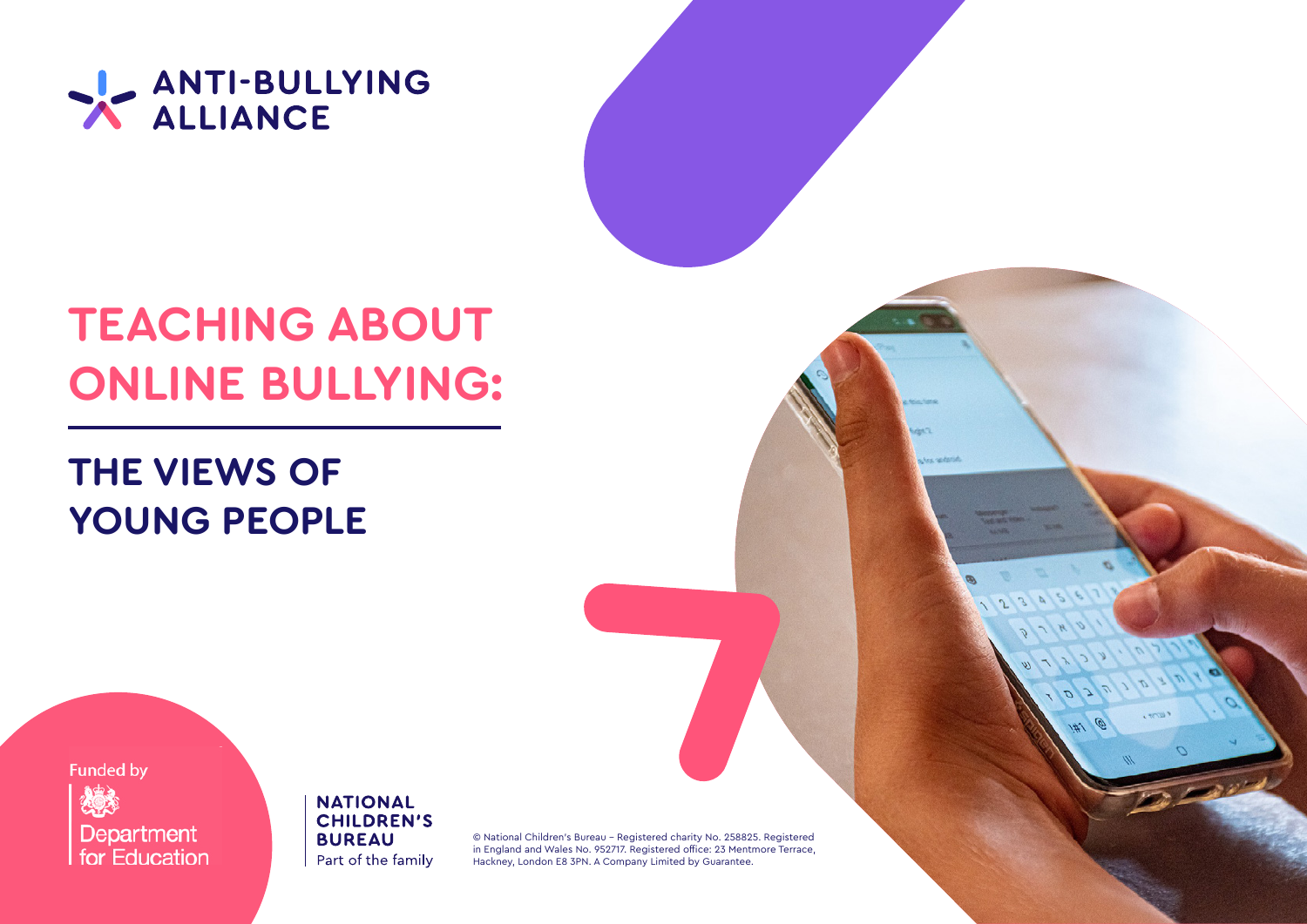ANTI-BULLYING ALLIANCE

# TEACHING ABOUT ONLINE BULLYING:

## THE VIEWS OF YOUNG PEOPLE

Funded by

Department for Education

NATIONAL CHILDREN'S BUREAU
Part of the family

© National Children's Bureau – Registered charity No. 258825. Registered in England and Wales No. 952717. Registered office: 23 Mentmore Terrace, Hackney, London E8 3PN. A Company Limited by Guarantee.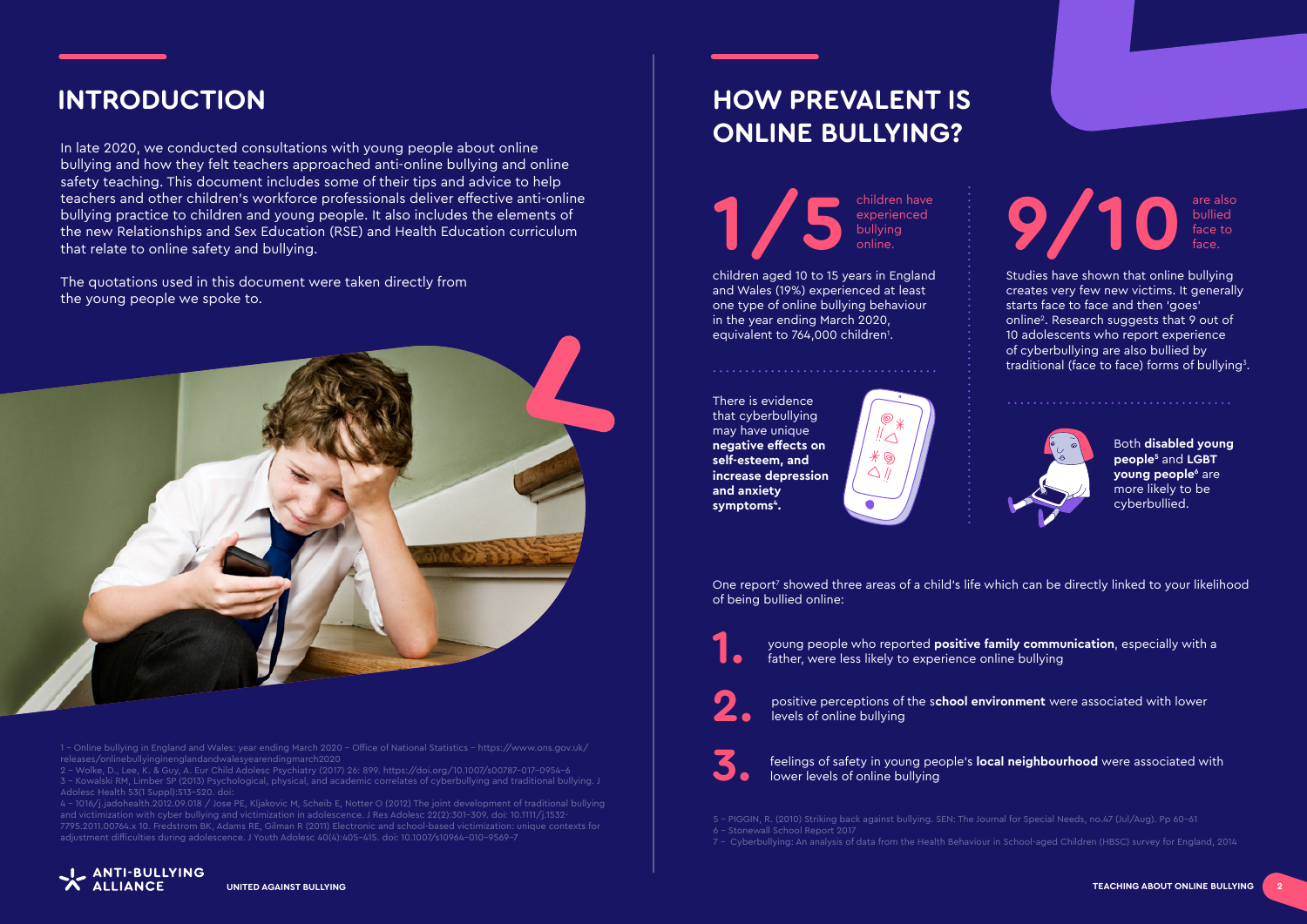## INTRODUCTION

In late 2020, we conducted consultations with young people about online bullying and how they felt teachers approached anti-online bullying and online safety teaching. This document includes some of their tips and advice to help teachers and other children's workforce professionals deliver effective anti-online bullying practice to children and young people. It also includes the elements of the new Relationships and Sex Education (RSE) and Health Education curriculum that relate to online safety and bullying.

The quotations used in this document were taken directly from the young people we spoke to.

1 – Online bullying in England and Wales: year ending March 2020 – Office of National Statistics – https://www.ons.gov.uk/releases/onlinebullyinginenglandandwalesyearendingmarch2020
2 – Wolke, D., Lee, K. & Guy, A. Eur Child Adolesc Psychiatry (2017) 26: 899. https://doi.org/10.1007/s00787-017-0954-6
3 – Kowalski RM, Limber SP (2013) Psychological, physical, and academic correlates of cyberbullying and traditional bullying. J Adolesc Health 53(1 Suppl):S13–S20. doi:
4 – 1016/j.jadohealth.2012.09.018 / Jose PE, Kljakovic M, Scheib E, Notter O (2012) The joint development of traditional bullying and victimization with cyber bullying and victimization in adolescence. J Res Adolesc 22(2):301–309. doi: 10.1111/j.1532-7795.2011.00764.x 10. Fredstrom BK, Adams RE, Gilman R (2011) Electronic and school-based victimization: unique contexts for adjustment difficulties during adolescence. J Youth Adolesc 40(4):405–415. doi: 10.1007/s10964-010-9569-7

## HOW PREVALENT IS ONLINE BULLYING?

**1/5** children have experienced bullying online.

children aged 10 to 15 years in England and Wales (19%) experienced at least one type of online bullying behaviour in the year ending March 2020, equivalent to 764,000 children[1].

There is evidence that cyberbullying may have unique **negative effects on self-esteem, and increase depression and anxiety symptoms[4].**

**9/10** are also bullied face to face.

Studies have shown that online bullying creates very few new victims. It generally starts face to face and then 'goes' online[2]. Research suggests that 9 out of 10 adolescents who report experience of cyberbullying are also bullied by traditional (face to face) forms of bullying[3].

Both **disabled young people[5]** and **LGBT young people[6]** are more likely to be cyberbullied.

One report[7] showed three areas of a child's life which can be directly linked to your likelihood of being bullied online:

1. young people who reported **positive family communication**, especially with a father, were less likely to experience online bullying
2. positive perceptions of the s**chool environment** were associated with lower levels of online bullying
3. feelings of safety in young people's **local neighbourhood** were associated with lower levels of online bullying

5 – PIGGIN, R. (2010) Striking back against bullying. SEN: The Journal for Special Needs, no.47 (Jul/Aug). Pp 60–61
6 – Stonewall School Report 2017
7 – Cyberbullying: An analysis of data from the Health Behaviour in School-aged Children (HBSC) survey for England, 2014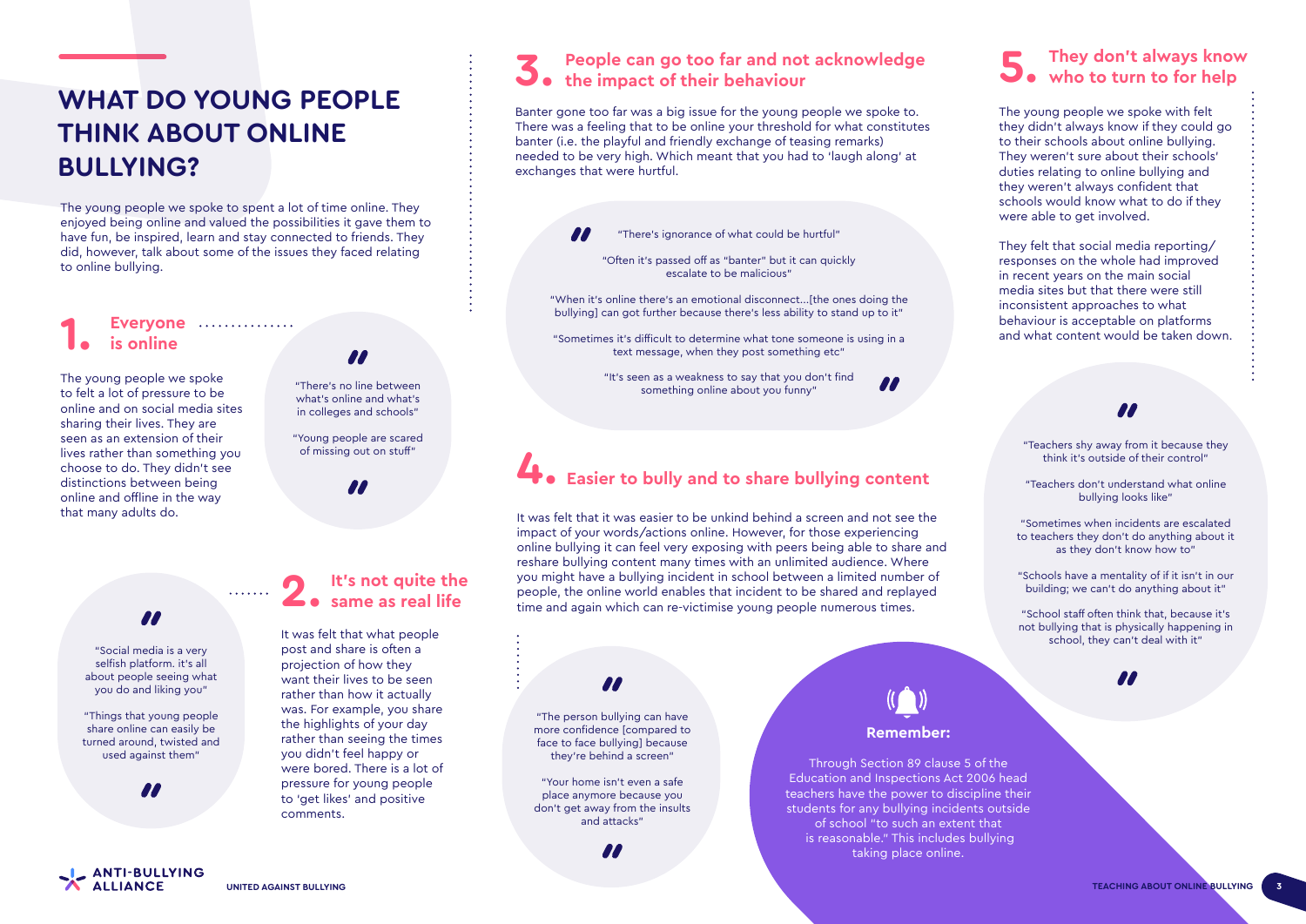# WHAT DO YOUNG PEOPLE THINK ABOUT ONLINE BULLYING?

The young people we spoke to spent a lot of time online. They enjoyed being online and valued the possibilities it gave them to have fun, be inspired, learn and stay connected to friends. They did, however, talk about some of the issues they faced relating to online bullying.

## 1. Everyone is online

The young people we spoke to felt a lot of pressure to be online and on social media sites sharing their lives. They are seen as an extension of their lives rather than something you choose to do. They didn't see distinctions between being online and offline in the way that many adults do.

> "There's no line between what's online and what's in colleges and schools"
>
> "Young people are scared of missing out on stuff"

## 2. It's not quite the same as real life

It was felt that what people post and share is often a projection of how they want their lives to be seen rather than how it actually was. For example, you share the highlights of your day rather than seeing the times you didn't feel happy or were bored. There is a lot of pressure for young people to 'get likes' and positive comments.

> "Social media is a very selfish platform. it's all about people seeing what you do and liking you"
>
> "Things that young people share online can easily be turned around, twisted and used against them"

## 3. People can go too far and not acknowledge the impact of their behaviour

Banter gone too far was a big issue for the young people we spoke to. There was a feeling that to be online your threshold for what constitutes banter (i.e. the playful and friendly exchange of teasing remarks) needed to be very high. Which meant that you had to 'laugh along' at exchanges that were hurtful.

> "There's ignorance of what could be hurtful"
>
> "Often it's passed off as "banter" but it can quickly escalate to be malicious"
>
> "When it's online there's an emotional disconnect...[the ones doing the bullying] can got further because there's less ability to stand up to it"
>
> "Sometimes it's difficult to determine what tone someone is using in a text message, when they post something etc"
>
> "It's seen as a weakness to say that you don't find something online about you funny"

## 4. Easier to bully and to share bullying content

It was felt that it was easier to be unkind behind a screen and not see the impact of your words/actions online. However, for those experiencing online bullying it can feel very exposing with peers being able to share and reshare bullying content many times with an unlimited audience. Where you might have a bullying incident in school between a limited number of people, the online world enables that incident to be shared and replayed time and again which can re-victimise young people numerous times.

> "The person bullying can have more confidence [compared to face to face bullying] because they're behind a screen"
>
> "Your home isn't even a safe place anymore because you don't get away from the insults and attacks"

## 5. They don't always know who to turn to for help

The young people we spoke with felt they didn't always know if they could go to their schools about online bullying. They weren't sure about their schools' duties relating to online bullying and they weren't always confident that schools would know what to do if they were able to get involved.

They felt that social media reporting/ responses on the whole had improved in recent years on the main social media sites but that there were still inconsistent approaches to what behaviour is acceptable on platforms and what content would be taken down.

> "Teachers shy away from it because they think it's outside of their control"
>
> "Teachers don't understand what online bullying looks like"
>
> "Sometimes when incidents are escalated to teachers they don't do anything about it as they don't know how to"
>
> "Schools have a mentality of if it isn't in our building; we can't do anything about it"
>
> "School staff often think that, because it's not bullying that is physically happening in school, they can't deal with it"

**Remember:**

Through Section 89 clause 5 of the Education and Inspections Act 2006 head teachers have the power to discipline their students for any bullying incidents outside of school "to such an extent that is reasonable." This includes bullying taking place online.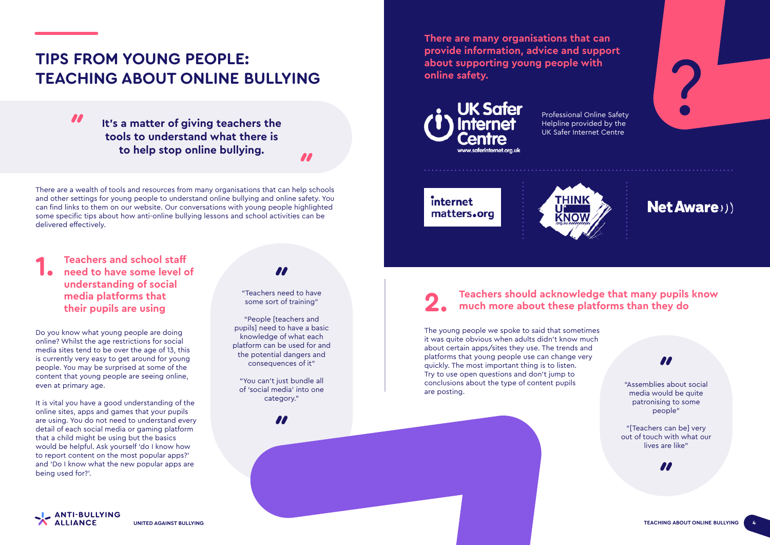# TIPS FROM YOUNG PEOPLE: TEACHING ABOUT ONLINE BULLYING

> "It's a matter of giving teachers the tools to understand what there is to help stop online bullying."

There are a wealth of tools and resources from many organisations that can help schools and other settings for young people to understand online bullying and online safety. You can find links to them on our website. Our conversations with young people highlighted some specific tips about how anti-online bullying lessons and school activities can be delivered effectively.

## 1. Teachers and school staff need to have some level of understanding of social media platforms that their pupils are using

Do you know what young people are doing online? Whilst the age restrictions for social media sites tend to be over the age of 13, this is currently very easy to get around for young people. You may be surprised at some of the content that young people are seeing online, even at primary age.

It is vital you have a good understanding of the online sites, apps and games that your pupils are using. You do not need to understand every detail of each social media or gaming platform that a child might be using but the basics would be helpful. Ask yourself 'do I know how to report content on the most popular apps?' and 'Do I know what the new popular apps are being used for?'.

> "Teachers need to have some sort of training"
>
> "People [teachers and pupils] need to have a basic knowledge of what each platform can be used for and the potential dangers and consequences of it"
>
> "You can't just bundle all of 'social media' into one category."

**There are many organisations that can provide information, advice and support about supporting young people with online safety.**

UK Safer Internet Centre – www.saferinternet.org.uk

Professional Online Safety Helpline provided by the UK Safer Internet Centre

internet matters.org

THINK U KNOW .org.au

Net Aware

## 2. Teachers should acknowledge that many pupils know much more about these platforms than they do

The young people we spoke to said that sometimes it was quite obvious when adults didn't know much about certain apps/sites they use. The trends and platforms that young people use can change very quickly. The most important thing is to listen. Try to use open questions and don't jump to conclusions about the type of content pupils are posting.

> "Assemblies about social media would be quite patronising to some people"
>
> "[Teachers can be] very out of touch with what our lives are like"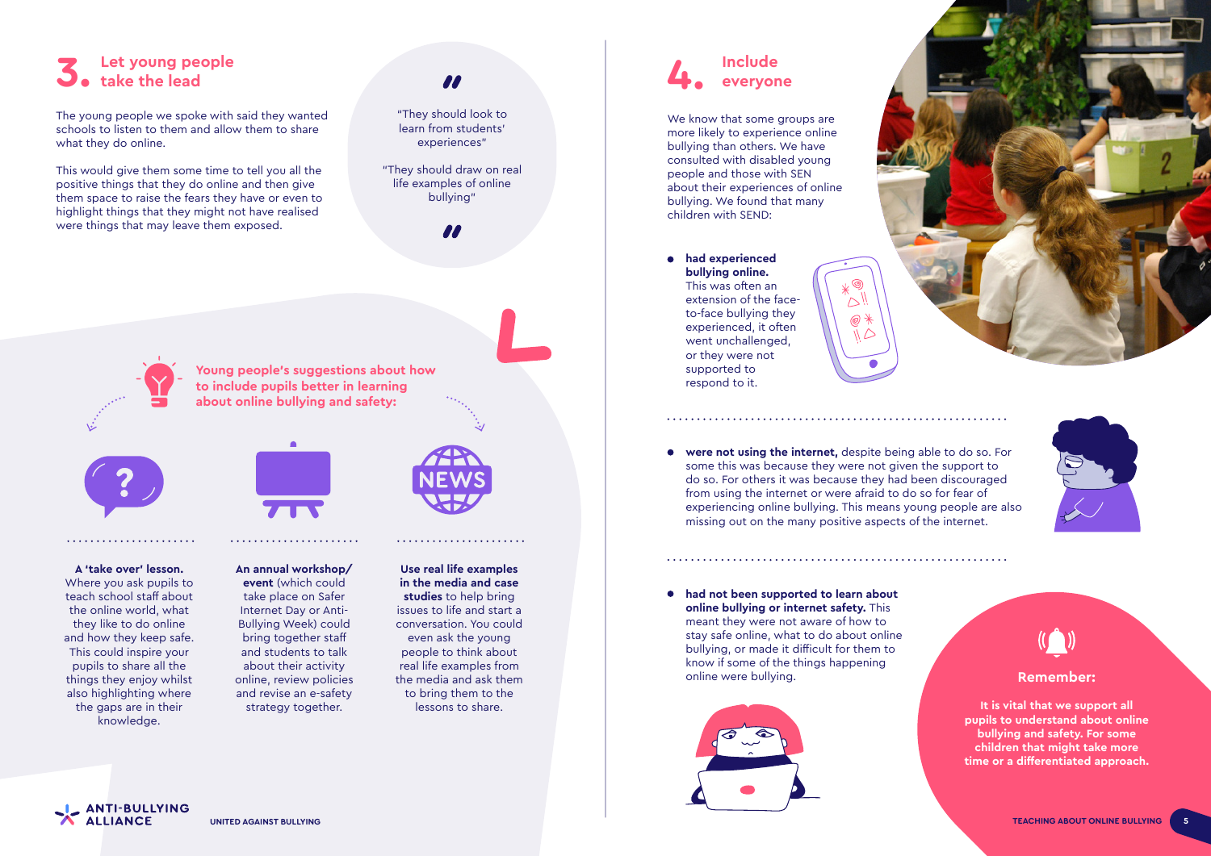## 3. Let young people take the lead

The young people we spoke with said they wanted schools to listen to them and allow them to share what they do online.

This would give them some time to tell you all the positive things that they do online and then give them space to raise the fears they have or even to highlight things that they might not have realised were things that may leave them exposed.

> "They should look to learn from students' experiences"
>
> "They should draw on real life examples of online bullying"

### Young people's suggestions about how to include pupils better in learning about online bullying and safety:

**A 'take over' lesson.** Where you ask pupils to teach school staff about the online world, what they like to do online and how they keep safe. This could inspire your pupils to share all the things they enjoy whilst also highlighting where the gaps are in their knowledge.

**An annual workshop/event** (which could take place on Safer Internet Day or Anti-Bullying Week) could bring together staff and students to talk about their activity online, review policies and revise an e-safety strategy together.

**Use real life examples in the media and case studies** to help bring issues to life and start a conversation. You could even ask the young people to think about real life examples from the media and ask them to bring them to the lessons to share.

## 4. Include everyone

We know that some groups are more likely to experience online bullying than others. We have consulted with disabled young people and those with SEN about their experiences of online bullying. We found that many children with SEND:

- **had experienced bullying online.** This was often an extension of the face-to-face bullying they experienced, it often went unchallenged, or they were not supported to respond to it.
- **were not using the internet,** despite being able to do so. For some this was because they were not given the support to do so. For others it was because they had been discouraged from using the internet or were afraid to do so for fear of experiencing online bullying. This means young people are also missing out on the many positive aspects of the internet.
- **had not been supported to learn about online bullying or internet safety.** This meant they were not aware of how to stay safe online, what to do about online bullying, or made it difficult for them to know if some of the things happening online were bullying.

**Remember:**

**It is vital that we support all pupils to understand about online bullying and safety. For some children that might take more time or a differentiated approach.**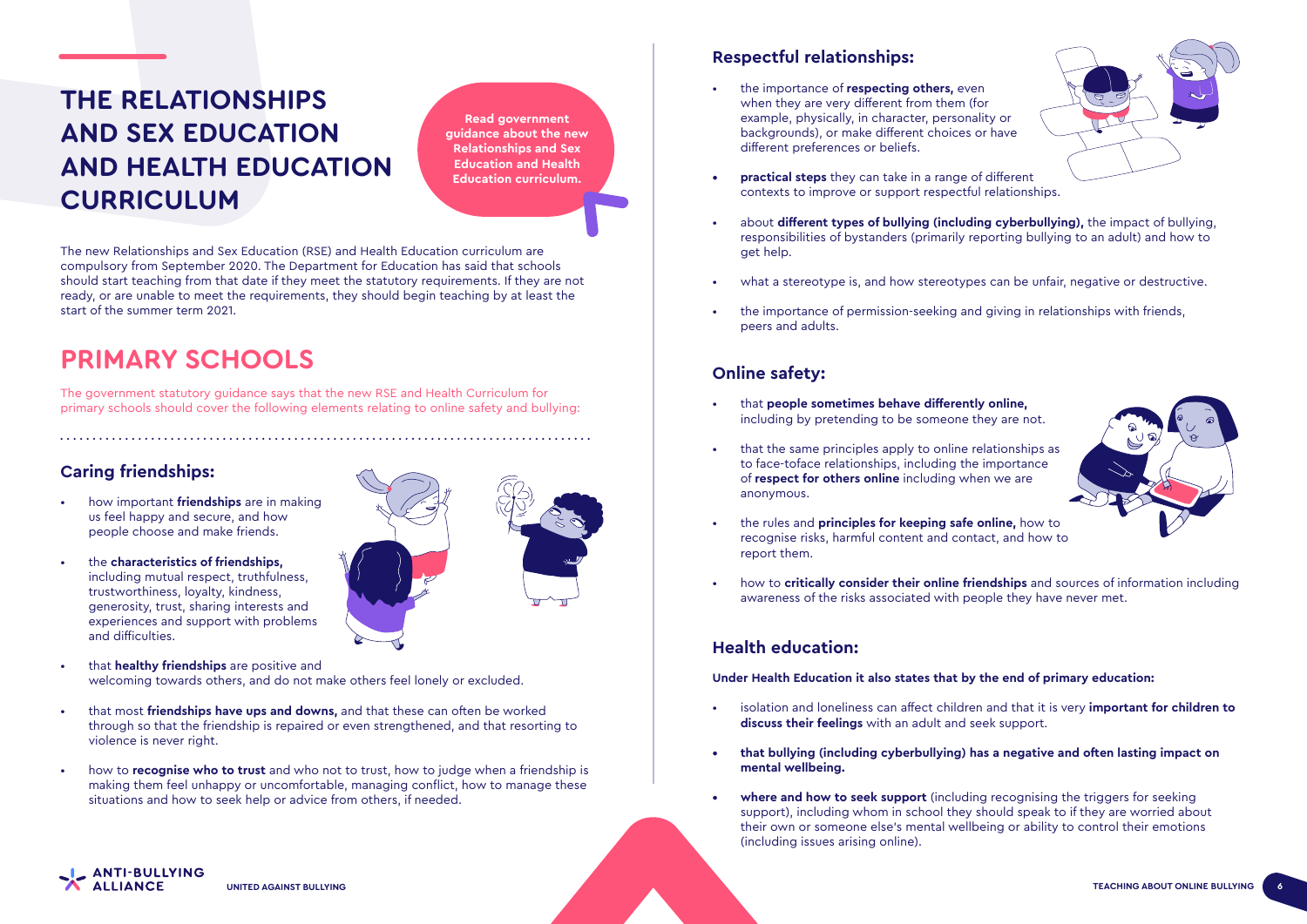# THE RELATIONSHIPS AND SEX EDUCATION AND HEALTH EDUCATION CURRICULUM

**Read government guidance about the new Relationships and Sex Education and Health Education curriculum.**

The new Relationships and Sex Education (RSE) and Health Education curriculum are compulsory from September 2020. The Department for Education has said that schools should start teaching from that date if they meet the statutory requirements. If they are not ready, or are unable to meet the requirements, they should begin teaching by at least the start of the summer term 2021.

## PRIMARY SCHOOLS

The government statutory guidance says that the new RSE and Health Curriculum for primary schools should cover the following elements relating to online safety and bullying:

### Caring friendships:

- how important **friendships** are in making us feel happy and secure, and how people choose and make friends.
- the **characteristics of friendships,** including mutual respect, truthfulness, trustworthiness, loyalty, kindness, generosity, trust, sharing interests and experiences and support with problems and difficulties.
- that **healthy friendships** are positive and welcoming towards others, and do not make others feel lonely or excluded.
- that most **friendships have ups and downs,** and that these can often be worked through so that the friendship is repaired or even strengthened, and that resorting to violence is never right.
- how to **recognise who to trust** and who not to trust, how to judge when a friendship is making them feel unhappy or uncomfortable, managing conflict, how to manage these situations and how to seek help or advice from others, if needed.

### Respectful relationships:

- the importance of **respecting others,** even when they are very different from them (for example, physically, in character, personality or backgrounds), or make different choices or have different preferences or beliefs.
- **practical steps** they can take in a range of different contexts to improve or support respectful relationships.
- about **different types of bullying (including cyberbullying),** the impact of bullying, responsibilities of bystanders (primarily reporting bullying to an adult) and how to get help.
- what a stereotype is, and how stereotypes can be unfair, negative or destructive.
- the importance of permission-seeking and giving in relationships with friends, peers and adults.

### Online safety:

- that **people sometimes behave differently online,** including by pretending to be someone they are not.
- that the same principles apply to online relationships as to face-toface relationships, including the importance of **respect for others online** including when we are anonymous.
- the rules and **principles for keeping safe online,** how to recognise risks, harmful content and contact, and how to report them.
- how to **critically consider their online friendships** and sources of information including awareness of the risks associated with people they have never met.

### Health education:

**Under Health Education it also states that by the end of primary education:**

- isolation and loneliness can affect children and that it is very **important for children to discuss their feelings** with an adult and seek support.
- **that bullying (including cyberbullying) has a negative and often lasting impact on mental wellbeing.**
- **where and how to seek support** (including recognising the triggers for seeking support), including whom in school they should speak to if they are worried about their own or someone else's mental wellbeing or ability to control their emotions (including issues arising online).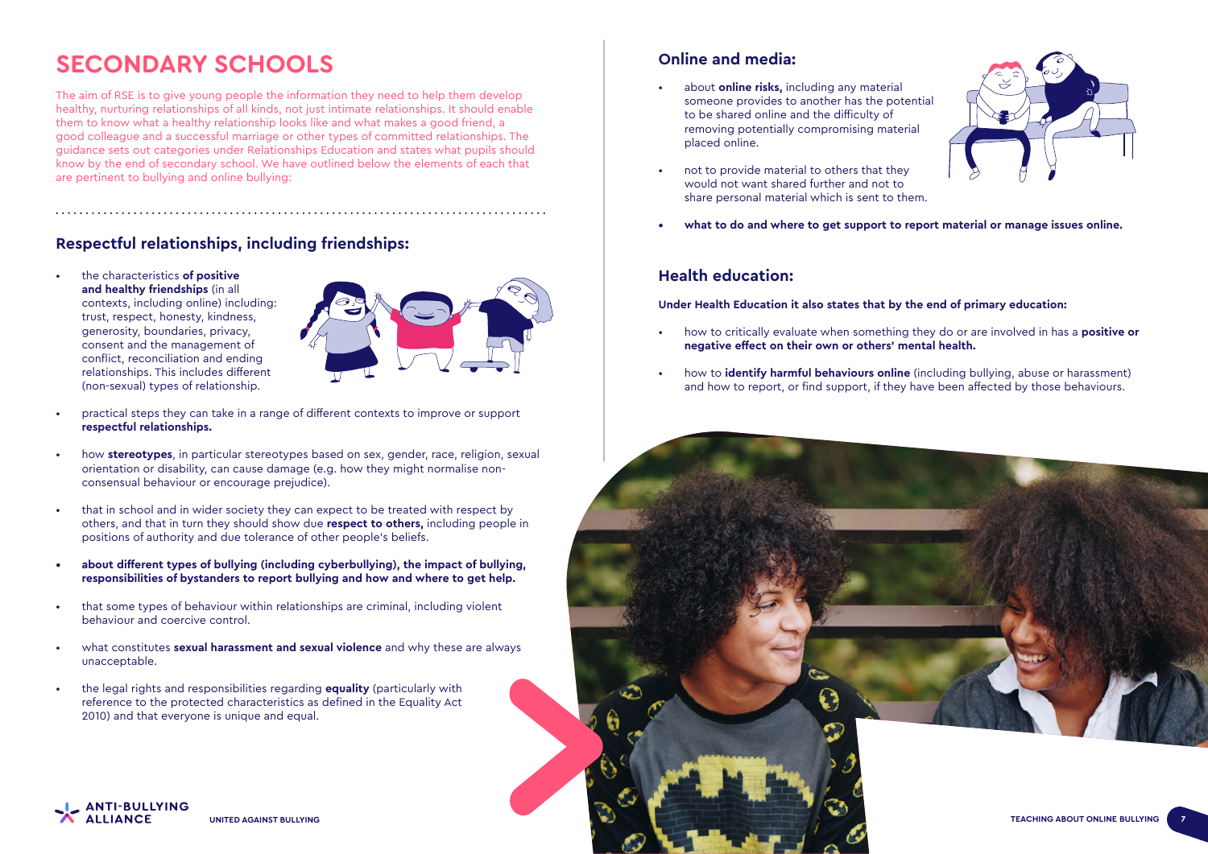# SECONDARY SCHOOLS

The aim of RSE is to give young people the information they need to help them develop healthy, nurturing relationships of all kinds, not just intimate relationships. It should enable them to know what a healthy relationship looks like and what makes a good friend, a good colleague and a successful marriage or other types of committed relationships. The guidance sets out categories under Relationships Education and states what pupils should know by the end of secondary school. We have outlined below the elements of each that are pertinent to bullying and online bullying:

## Respectful relationships, including friendships:

- the characteristics **of positive and healthy friendships** (in all contexts, including online) including: trust, respect, honesty, kindness, generosity, boundaries, privacy, consent and the management of conflict, reconciliation and ending relationships. This includes different (non-sexual) types of relationship.
- practical steps they can take in a range of different contexts to improve or support **respectful relationships.**
- how **stereotypes**, in particular stereotypes based on sex, gender, race, religion, sexual orientation or disability, can cause damage (e.g. how they might normalise non-consensual behaviour or encourage prejudice).
- that in school and in wider society they can expect to be treated with respect by others, and that in turn they should show due **respect to others,** including people in positions of authority and due tolerance of other people's beliefs.
- **about different types of bullying (including cyberbullying), the impact of bullying, responsibilities of bystanders to report bullying and how and where to get help.**
- that some types of behaviour within relationships are criminal, including violent behaviour and coercive control.
- what constitutes **sexual harassment and sexual violence** and why these are always unacceptable.
- the legal rights and responsibilities regarding **equality** (particularly with reference to the protected characteristics as defined in the Equality Act 2010) and that everyone is unique and equal.

## Online and media:

- about **online risks,** including any material someone provides to another has the potential to be shared online and the difficulty of removing potentially compromising material placed online.
- not to provide material to others that they would not want shared further and not to share personal material which is sent to them.
- **what to do and where to get support to report material or manage issues online.**

## Health education:

**Under Health Education it also states that by the end of primary education:**

- how to critically evaluate when something they do or are involved in has a **positive or negative effect on their own or others' mental health.**
- how to **identify harmful behaviours online** (including bullying, abuse or harassment) and how to report, or find support, if they have been affected by those behaviours.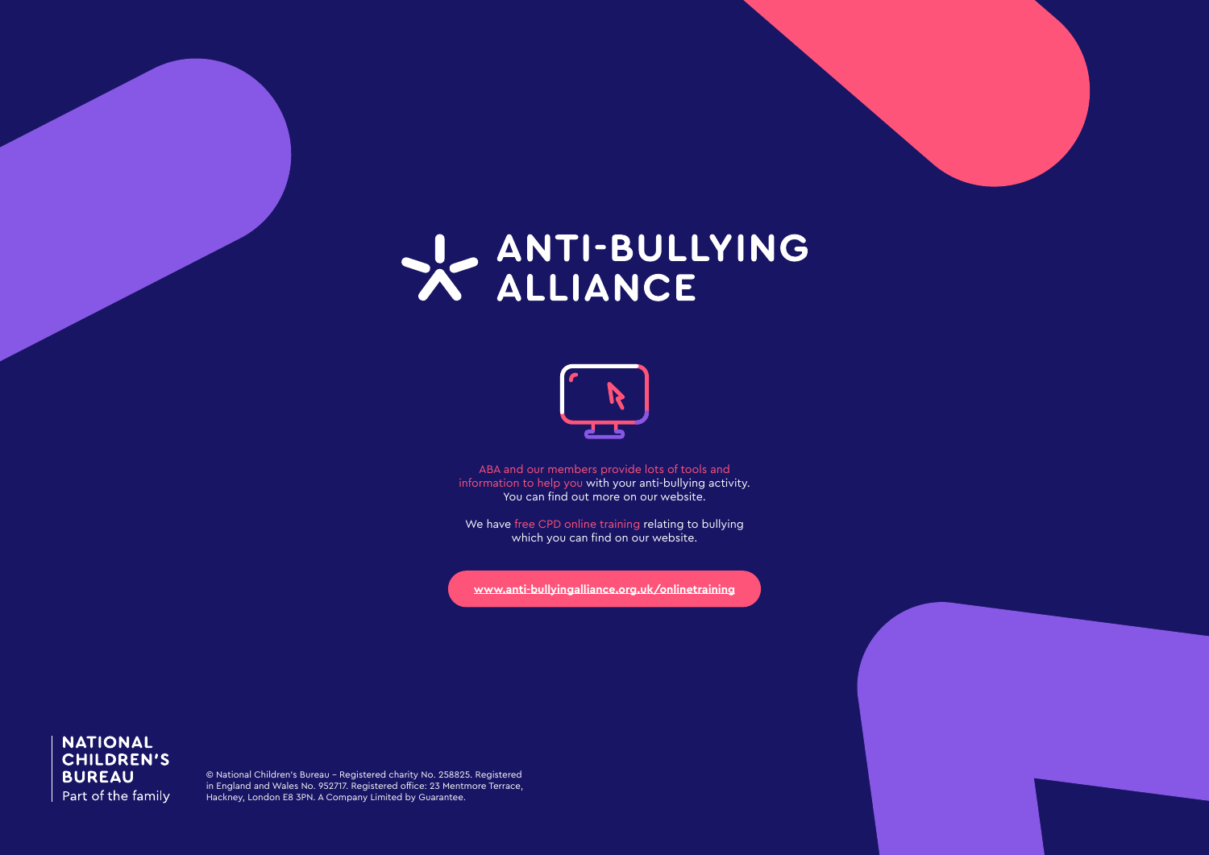# ANTI-BULLYING ALLIANCE

ABA and our members provide lots of tools and information to help you with your anti-bullying activity. You can find out more on our website.

We have free CPD online training relating to bullying which you can find on our website.

www.anti-bullyingalliance.org.uk/onlinetraining

**NATIONAL CHILDREN'S BUREAU**
Part of the family

© National Children's Bureau – Registered charity No. 258825. Registered in England and Wales No. 952717. Registered office: 23 Mentmore Terrace, Hackney, London E8 3PN. A Company Limited by Guarantee.